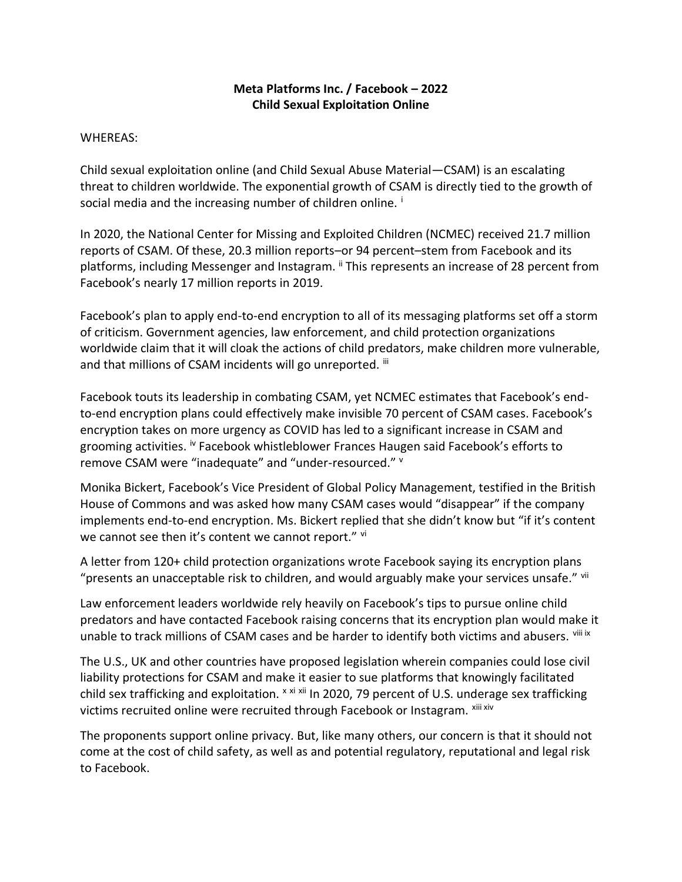**Meta Platforms Inc. / Facebook – 2022**
**Child Sexual Exploitation Online**

WHEREAS:

Child sexual exploitation online (and Child Sexual Abuse Material—CSAM) is an escalating threat to children worldwide. The exponential growth of CSAM is directly tied to the growth of social media and the increasing number of children online. [i]

In 2020, the National Center for Missing and Exploited Children (NCMEC) received 21.7 million reports of CSAM. Of these, 20.3 million reports–or 94 percent–stem from Facebook and its platforms, including Messenger and Instagram. [ii] This represents an increase of 28 percent from Facebook's nearly 17 million reports in 2019.

Facebook's plan to apply end-to-end encryption to all of its messaging platforms set off a storm of criticism. Government agencies, law enforcement, and child protection organizations worldwide claim that it will cloak the actions of child predators, make children more vulnerable, and that millions of CSAM incidents will go unreported. [iii]

Facebook touts its leadership in combating CSAM, yet NCMEC estimates that Facebook's end-to-end encryption plans could effectively make invisible 70 percent of CSAM cases. Facebook's encryption takes on more urgency as COVID has led to a significant increase in CSAM and grooming activities. [iv] Facebook whistleblower Frances Haugen said Facebook's efforts to remove CSAM were "inadequate" and "under-resourced." [v]

Monika Bickert, Facebook's Vice President of Global Policy Management, testified in the British House of Commons and was asked how many CSAM cases would "disappear" if the company implements end-to-end encryption. Ms. Bickert replied that she didn't know but "if it's content we cannot see then it's content we cannot report." [vi]

A letter from 120+ child protection organizations wrote Facebook saying its encryption plans "presents an unacceptable risk to children, and would arguably make your services unsafe." [vii]

Law enforcement leaders worldwide rely heavily on Facebook's tips to pursue online child predators and have contacted Facebook raising concerns that its encryption plan would make it unable to track millions of CSAM cases and be harder to identify both victims and abusers. [viii, ix]

The U.S., UK and other countries have proposed legislation wherein companies could lose civil liability protections for CSAM and make it easier to sue platforms that knowingly facilitated child sex trafficking and exploitation. [x, xi, xii] In 2020, 79 percent of U.S. underage sex trafficking victims recruited online were recruited through Facebook or Instagram. [xiii, xiv]

The proponents support online privacy. But, like many others, our concern is that it should not come at the cost of child safety, as well as and potential regulatory, reputational and legal risk to Facebook.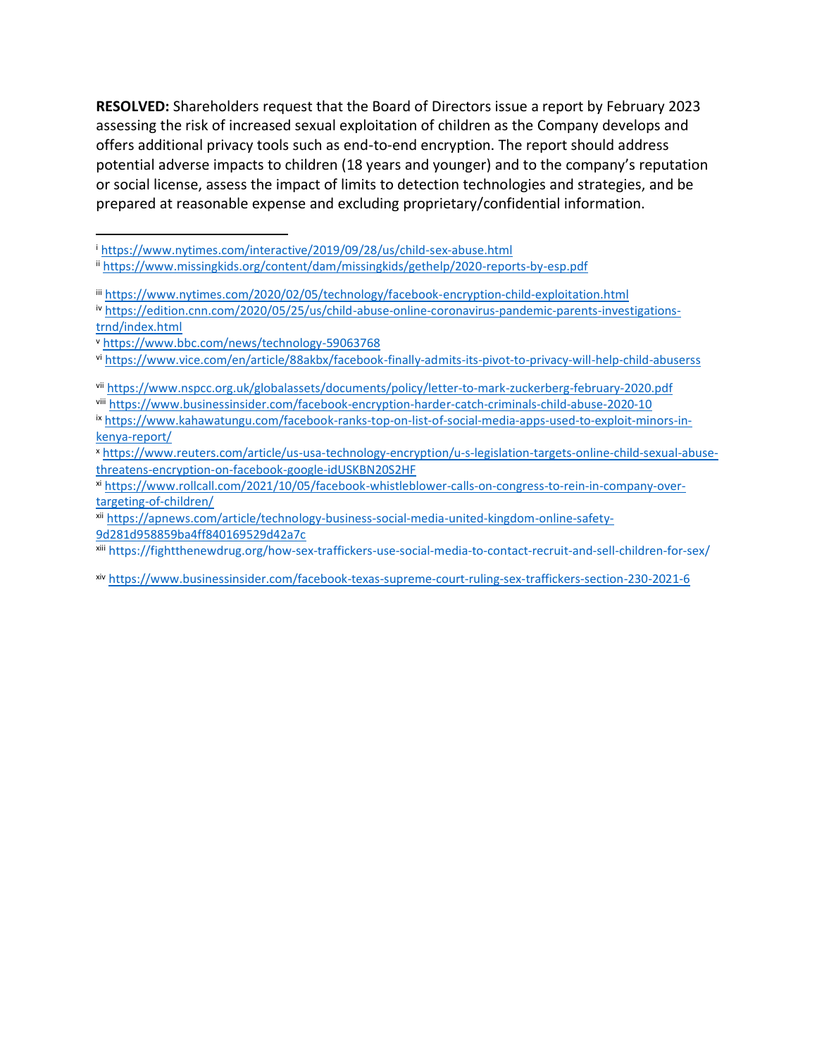**RESOLVED:** Shareholders request that the Board of Directors issue a report by February 2023 assessing the risk of increased sexual exploitation of children as the Company develops and offers additional privacy tools such as end-to-end encryption. The report should address potential adverse impacts to children (18 years and younger) and to the company's reputation or social license, assess the impact of limits to detection technologies and strategies, and be prepared at reasonable expense and excluding proprietary/confidential information.

---

[i] https://www.nytimes.com/interactive/2019/09/28/us/child-sex-abuse.html

[ii] https://www.missingkids.org/content/dam/missingkids/gethelp/2020-reports-by-esp.pdf

[iii] https://www.nytimes.com/2020/02/05/technology/facebook-encryption-child-exploitation.html

[iv] https://edition.cnn.com/2020/05/25/us/child-abuse-online-coronavirus-pandemic-parents-investigations-trnd/index.html

[v] https://www.bbc.com/news/technology-59063768

[vi] https://www.vice.com/en/article/88akbx/facebook-finally-admits-its-pivot-to-privacy-will-help-child-abuserss

[vii] https://www.nspcc.org.uk/globalassets/documents/policy/letter-to-mark-zuckerberg-february-2020.pdf

[viii] https://www.businessinsider.com/facebook-encryption-harder-catch-criminals-child-abuse-2020-10

[ix] https://www.kahawatungu.com/facebook-ranks-top-on-list-of-social-media-apps-used-to-exploit-minors-in-kenya-report/

[x] https://www.reuters.com/article/us-usa-technology-encryption/u-s-legislation-targets-online-child-sexual-abuse-threatens-encryption-on-facebook-google-idUSKBN20S2HF

[xi] https://www.rollcall.com/2021/10/05/facebook-whistleblower-calls-on-congress-to-rein-in-company-over-targeting-of-children/

[xii] https://apnews.com/article/technology-business-social-media-united-kingdom-online-safety-9d281d958859ba4ff840169529d42a7c

[xiii] https://fightthenewdrug.org/how-sex-traffickers-use-social-media-to-contact-recruit-and-sell-children-for-sex/

[xiv] https://www.businessinsider.com/facebook-texas-supreme-court-ruling-sex-traffickers-section-230-2021-6